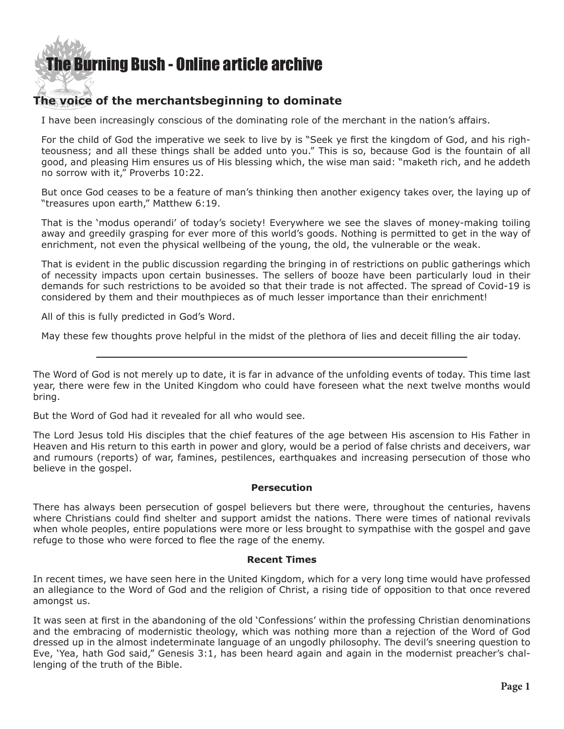# The Burning Bush - Online article archive

## The voice of the merchantsbeginning to dominate

I have been increasingly conscious of the dominating role of the merchant in the nation's affairs.

For the child of God the imperative we seek to live by is "Seek ye first the kingdom of God, and his righteousness; and all these things shall be added unto you." This is so, because God is the fountain of all good, and pleasing Him ensures us of His blessing which, the wise man said: "maketh rich, and he addeth no sorrow with it," Proverbs 10:22.

But once God ceases to be a feature of man's thinking then another exigency takes over, the laying up of "treasures upon earth," Matthew 6:19.

That is the 'modus operandi' of today's society! Everywhere we see the slaves of money-making toiling away and greedily grasping for ever more of this world's goods. Nothing is permitted to get in the way of enrichment, not even the physical wellbeing of the young, the old, the vulnerable or the weak.

That is evident in the public discussion regarding the bringing in of restrictions on public gatherings which of necessity impacts upon certain businesses. The sellers of booze have been particularly loud in their demands for such restrictions to be avoided so that their trade is not affected. The spread of Covid-19 is considered by them and their mouthpieces as of much lesser importance than their enrichment!

All of this is fully predicted in God's Word.

May these few thoughts prove helpful in the midst of the plethora of lies and deceit filling the air today.

---

The Word of God is not merely up to date, it is far in advance of the unfolding events of today. This time last year, there were few in the United Kingdom who could have foreseen what the next twelve months would bring.

But the Word of God had it revealed for all who would see.

The Lord Jesus told His disciples that the chief features of the age between His ascension to His Father in Heaven and His return to this earth in power and glory, would be a period of false christs and deceivers, war and rumours (reports) of war, famines, pestilences, earthquakes and increasing persecution of those who believe in the gospel.

**Persecution**

There has always been persecution of gospel believers but there were, throughout the centuries, havens where Christians could find shelter and support amidst the nations. There were times of national revivals when whole peoples, entire populations were more or less brought to sympathise with the gospel and gave refuge to those who were forced to flee the rage of the enemy.

**Recent Times**

In recent times, we have seen here in the United Kingdom, which for a very long time would have professed an allegiance to the Word of God and the religion of Christ, a rising tide of opposition to that once revered amongst us.

It was seen at first in the abandoning of the old 'Confessions' within the professing Christian denominations and the embracing of modernistic theology, which was nothing more than a rejection of the Word of God dressed up in the almost indeterminate language of an ungodly philosophy. The devil's sneering question to Eve, 'Yea, hath God said," Genesis 3:1, has been heard again and again in the modernist preacher's challenging of the truth of the Bible.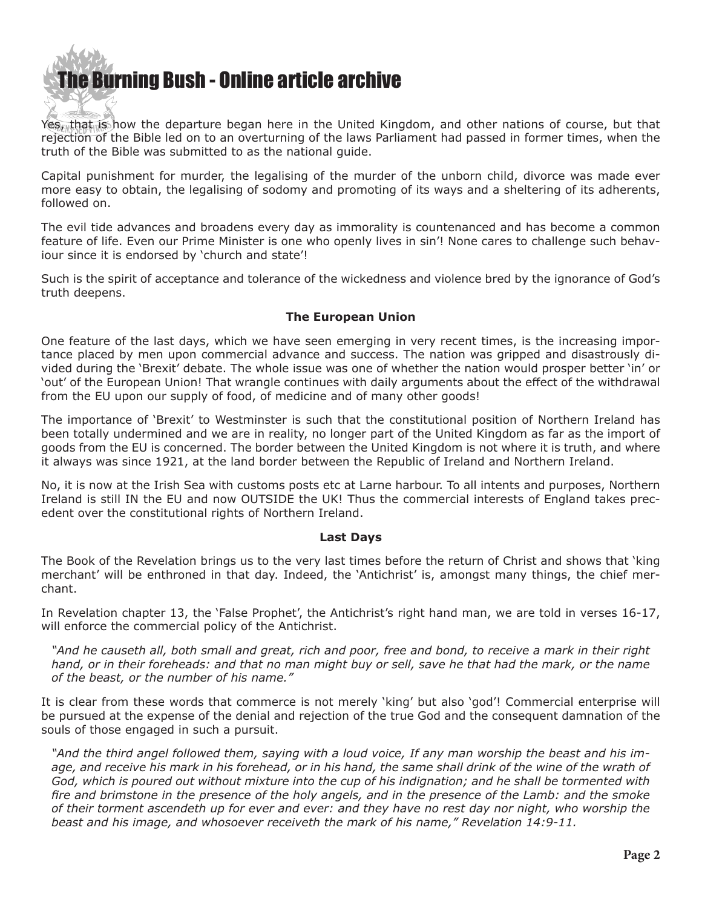Yes, that is how the departure began here in the United Kingdom, and other nations of course, but that rejection of the Bible led on to an overturning of the laws Parliament had passed in former times, when the truth of the Bible was submitted to as the national guide.

Capital punishment for murder, the legalising of the murder of the unborn child, divorce was made ever more easy to obtain, the legalising of sodomy and promoting of its ways and a sheltering of its adherents, followed on.

The evil tide advances and broadens every day as immorality is countenanced and has become a common feature of life. Even our Prime Minister is one who openly lives in sin'! None cares to challenge such behaviour since it is endorsed by 'church and state'!

Such is the spirit of acceptance and tolerance of the wickedness and violence bred by the ignorance of God's truth deepens.

**The European Union**

One feature of the last days, which we have seen emerging in very recent times, is the increasing importance placed by men upon commercial advance and success. The nation was gripped and disastrously divided during the 'Brexit' debate. The whole issue was one of whether the nation would prosper better 'in' or 'out' of the European Union! That wrangle continues with daily arguments about the effect of the withdrawal from the EU upon our supply of food, of medicine and of many other goods!

The importance of 'Brexit' to Westminster is such that the constitutional position of Northern Ireland has been totally undermined and we are in reality, no longer part of the United Kingdom as far as the import of goods from the EU is concerned. The border between the United Kingdom is not where it is truth, and where it always was since 1921, at the land border between the Republic of Ireland and Northern Ireland.

No, it is now at the Irish Sea with customs posts etc at Larne harbour. To all intents and purposes, Northern Ireland is still IN the EU and now OUTSIDE the UK! Thus the commercial interests of England takes precedent over the constitutional rights of Northern Ireland.

**Last Days**

The Book of the Revelation brings us to the very last times before the return of Christ and shows that 'king merchant' will be enthroned in that day. Indeed, the 'Antichrist' is, amongst many things, the chief merchant.

In Revelation chapter 13, the 'False Prophet', the Antichrist's right hand man, we are told in verses 16-17, will enforce the commercial policy of the Antichrist.

*"And he causeth all, both small and great, rich and poor, free and bond, to receive a mark in their right hand, or in their foreheads: and that no man might buy or sell, save he that had the mark, or the name of the beast, or the number of his name."*

It is clear from these words that commerce is not merely 'king' but also 'god'! Commercial enterprise will be pursued at the expense of the denial and rejection of the true God and the consequent damnation of the souls of those engaged in such a pursuit.

*"And the third angel followed them, saying with a loud voice, If any man worship the beast and his image, and receive his mark in his forehead, or in his hand, the same shall drink of the wine of the wrath of God, which is poured out without mixture into the cup of his indignation; and he shall be tormented with fire and brimstone in the presence of the holy angels, and in the presence of the Lamb: and the smoke of their torment ascendeth up for ever and ever: and they have no rest day nor night, who worship the beast and his image, and whosoever receiveth the mark of his name," Revelation 14:9-11.*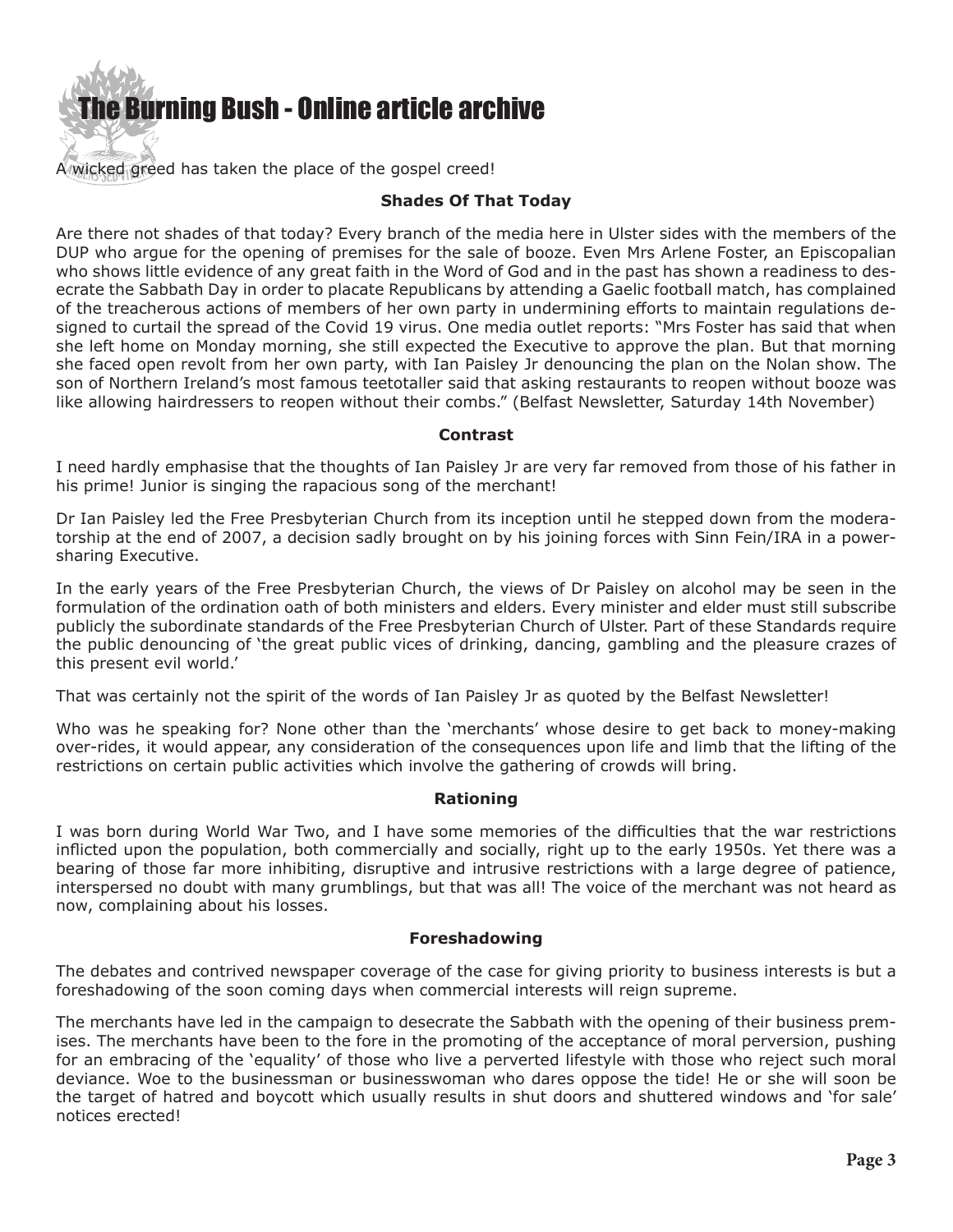A wicked greed has taken the place of the gospel creed!

**Shades Of That Today**

Are there not shades of that today? Every branch of the media here in Ulster sides with the members of the DUP who argue for the opening of premises for the sale of booze. Even Mrs Arlene Foster, an Episcopalian who shows little evidence of any great faith in the Word of God and in the past has shown a readiness to desecrate the Sabbath Day in order to placate Republicans by attending a Gaelic football match, has complained of the treacherous actions of members of her own party in undermining efforts to maintain regulations designed to curtail the spread of the Covid 19 virus. One media outlet reports: "Mrs Foster has said that when she left home on Monday morning, she still expected the Executive to approve the plan. But that morning she faced open revolt from her own party, with Ian Paisley Jr denouncing the plan on the Nolan show. The son of Northern Ireland's most famous teetotaller said that asking restaurants to reopen without booze was like allowing hairdressers to reopen without their combs." (Belfast Newsletter, Saturday 14th November)

**Contrast**

I need hardly emphasise that the thoughts of Ian Paisley Jr are very far removed from those of his father in his prime! Junior is singing the rapacious song of the merchant!

Dr Ian Paisley led the Free Presbyterian Church from its inception until he stepped down from the moderatorship at the end of 2007, a decision sadly brought on by his joining forces with Sinn Fein/IRA in a power-sharing Executive.

In the early years of the Free Presbyterian Church, the views of Dr Paisley on alcohol may be seen in the formulation of the ordination oath of both ministers and elders. Every minister and elder must still subscribe publicly the subordinate standards of the Free Presbyterian Church of Ulster. Part of these Standards require the public denouncing of 'the great public vices of drinking, dancing, gambling and the pleasure crazes of this present evil world.'

That was certainly not the spirit of the words of Ian Paisley Jr as quoted by the Belfast Newsletter!

Who was he speaking for? None other than the 'merchants' whose desire to get back to money-making over-rides, it would appear, any consideration of the consequences upon life and limb that the lifting of the restrictions on certain public activities which involve the gathering of crowds will bring.

**Rationing**

I was born during World War Two, and I have some memories of the difficulties that the war restrictions inflicted upon the population, both commercially and socially, right up to the early 1950s. Yet there was a bearing of those far more inhibiting, disruptive and intrusive restrictions with a large degree of patience, interspersed no doubt with many grumblings, but that was all! The voice of the merchant was not heard as now, complaining about his losses.

**Foreshadowing**

The debates and contrived newspaper coverage of the case for giving priority to business interests is but a foreshadowing of the soon coming days when commercial interests will reign supreme.

The merchants have led in the campaign to desecrate the Sabbath with the opening of their business premises. The merchants have been to the fore in the promoting of the acceptance of moral perversion, pushing for an embracing of the 'equality' of those who live a perverted lifestyle with those who reject such moral deviance. Woe to the businessman or businesswoman who dares oppose the tide! He or she will soon be the target of hatred and boycott which usually results in shut doors and shuttered windows and 'for sale' notices erected!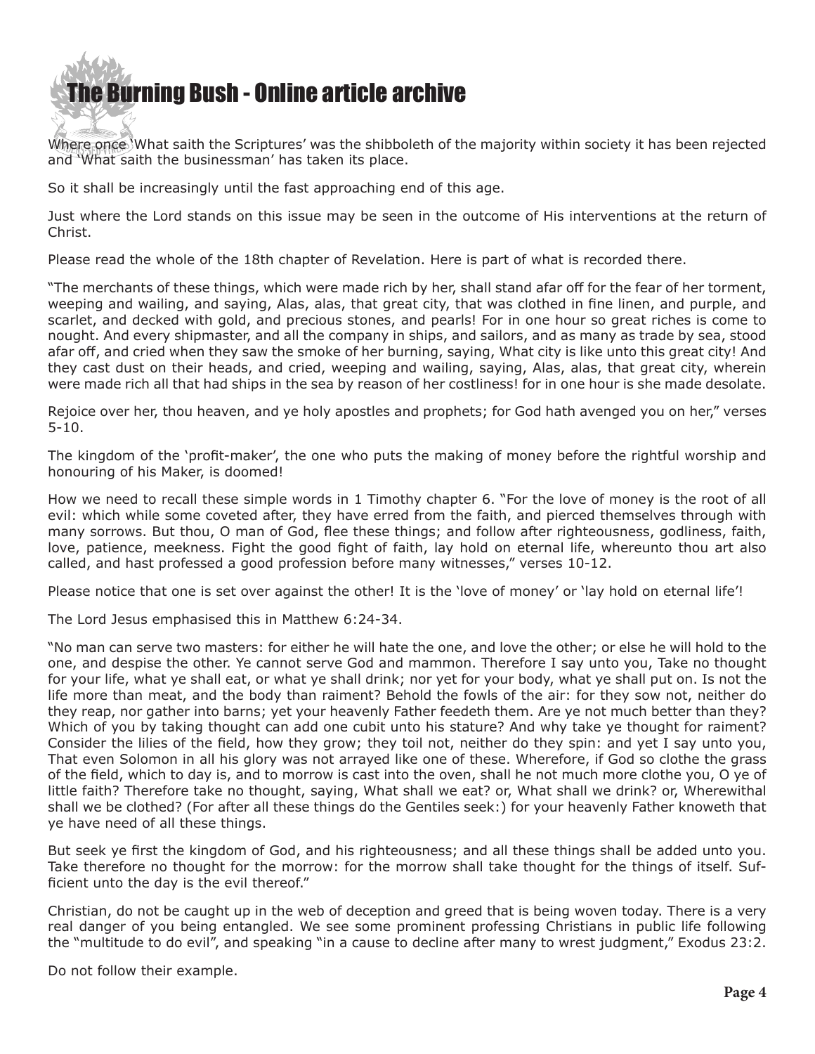Where once 'What saith the Scriptures' was the shibboleth of the majority within society it has been rejected and 'What saith the businessman' has taken its place.

So it shall be increasingly until the fast approaching end of this age.

Just where the Lord stands on this issue may be seen in the outcome of His interventions at the return of Christ.

Please read the whole of the 18th chapter of Revelation. Here is part of what is recorded there.

"The merchants of these things, which were made rich by her, shall stand afar off for the fear of her torment, weeping and wailing, and saying, Alas, alas, that great city, that was clothed in fine linen, and purple, and scarlet, and decked with gold, and precious stones, and pearls! For in one hour so great riches is come to nought. And every shipmaster, and all the company in ships, and sailors, and as many as trade by sea, stood afar off, and cried when they saw the smoke of her burning, saying, What city is like unto this great city! And they cast dust on their heads, and cried, weeping and wailing, saying, Alas, alas, that great city, wherein were made rich all that had ships in the sea by reason of her costliness! for in one hour is she made desolate.

Rejoice over her, thou heaven, and ye holy apostles and prophets; for God hath avenged you on her," verses 5-10.

The kingdom of the 'profit-maker', the one who puts the making of money before the rightful worship and honouring of his Maker, is doomed!

How we need to recall these simple words in 1 Timothy chapter 6. "For the love of money is the root of all evil: which while some coveted after, they have erred from the faith, and pierced themselves through with many sorrows. But thou, O man of God, flee these things; and follow after righteousness, godliness, faith, love, patience, meekness. Fight the good fight of faith, lay hold on eternal life, whereunto thou art also called, and hast professed a good profession before many witnesses," verses 10-12.

Please notice that one is set over against the other! It is the 'love of money' or 'lay hold on eternal life'!

The Lord Jesus emphasised this in Matthew 6:24-34.

"No man can serve two masters: for either he will hate the one, and love the other; or else he will hold to the one, and despise the other. Ye cannot serve God and mammon. Therefore I say unto you, Take no thought for your life, what ye shall eat, or what ye shall drink; nor yet for your body, what ye shall put on. Is not the life more than meat, and the body than raiment? Behold the fowls of the air: for they sow not, neither do they reap, nor gather into barns; yet your heavenly Father feedeth them. Are ye not much better than they? Which of you by taking thought can add one cubit unto his stature? And why take ye thought for raiment? Consider the lilies of the field, how they grow; they toil not, neither do they spin: and yet I say unto you, That even Solomon in all his glory was not arrayed like one of these. Wherefore, if God so clothe the grass of the field, which to day is, and to morrow is cast into the oven, shall he not much more clothe you, O ye of little faith? Therefore take no thought, saying, What shall we eat? or, What shall we drink? or, Wherewithal shall we be clothed? (For after all these things do the Gentiles seek:) for your heavenly Father knoweth that ye have need of all these things.

But seek ye first the kingdom of God, and his righteousness; and all these things shall be added unto you. Take therefore no thought for the morrow: for the morrow shall take thought for the things of itself. Sufficient unto the day is the evil thereof."

Christian, do not be caught up in the web of deception and greed that is being woven today. There is a very real danger of you being entangled. We see some prominent professing Christians in public life following the "multitude to do evil", and speaking "in a cause to decline after many to wrest judgment," Exodus 23:2.

Do not follow their example.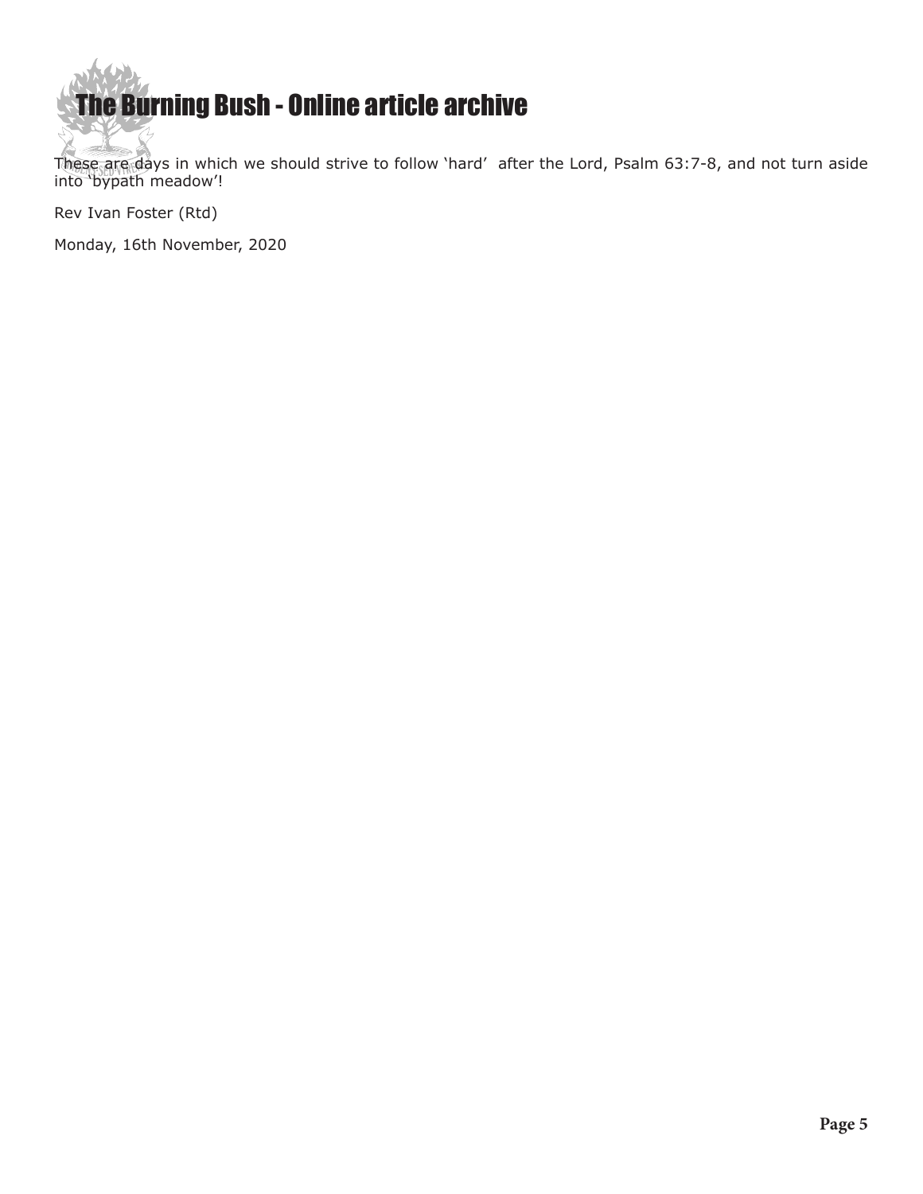These are days in which we should strive to follow 'hard' after the Lord, Psalm 63:7-8, and not turn aside into 'bypath meadow'!

Rev Ivan Foster (Rtd)

Monday, 16th November, 2020